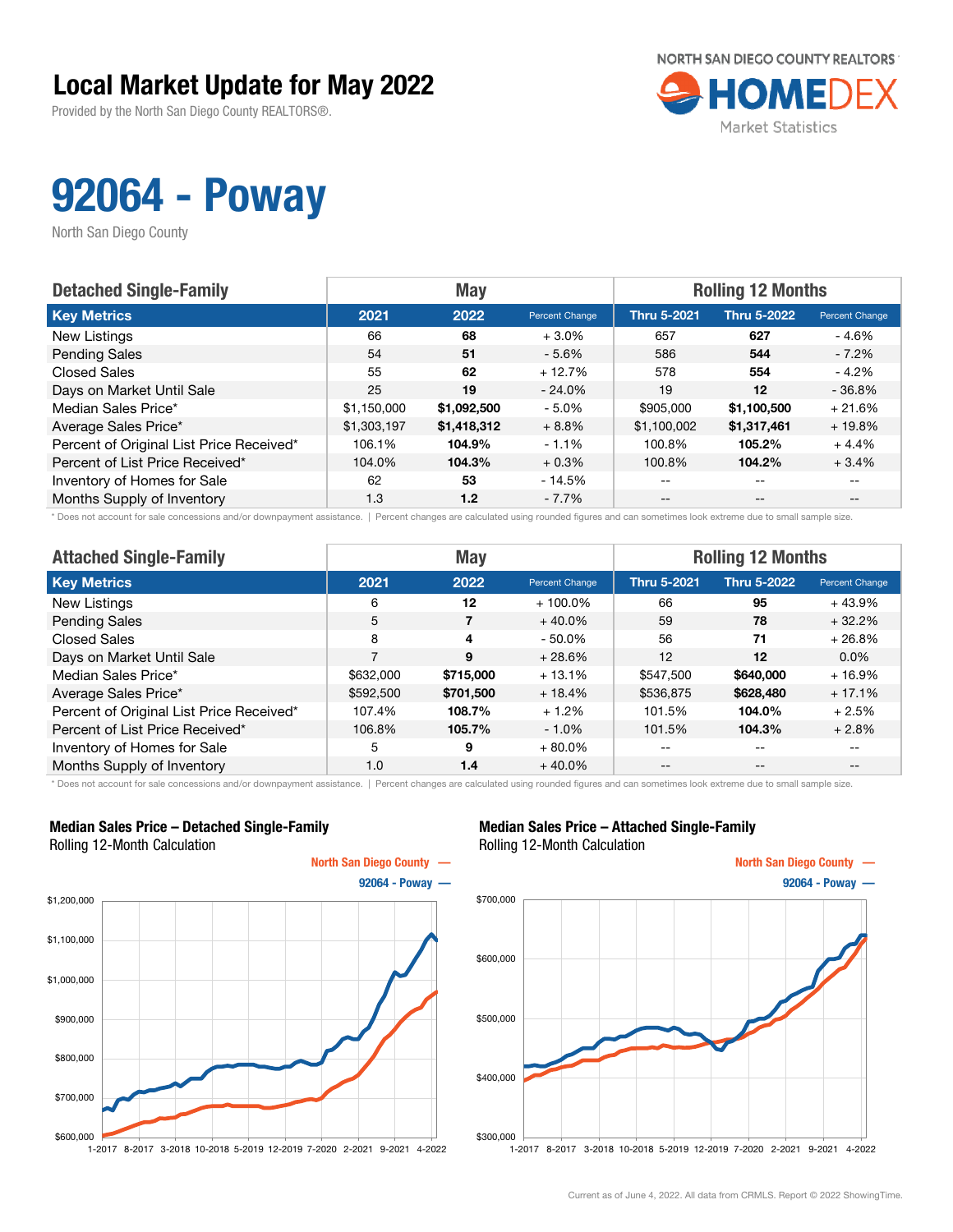# Local Market Update for May 2022

Provided by the North San Diego County REALTORS®.

NORTH SAN DIEGO COUNTY REALTORS HOMEDEX Market Statistics

# 92064 - Poway

North San Diego County

| Detached Single-Family | May | | | Rolling 12 Months | | |
|---|---|---|---|---|---|---|
| **Key Metrics** | **2021** | **2022** | **Percent Change** | **Thru 5-2021** | **Thru 5-2022** | **Percent Change** |
| New Listings | 66 | **68** | + 3.0% | 657 | **627** | - 4.6% |
| Pending Sales | 54 | **51** | - 5.6% | 586 | **544** | - 7.2% |
| Closed Sales | 55 | **62** | + 12.7% | 578 | **554** | - 4.2% |
| Days on Market Until Sale | 25 | **19** | - 24.0% | 19 | **12** | - 36.8% |
| Median Sales Price* | $1,150,000 | **$1,092,500** | - 5.0% | $905,000 | **$1,100,500** | + 21.6% |
| Average Sales Price* | $1,303,197 | **$1,418,312** | + 8.8% | $1,100,002 | **$1,317,461** | + 19.8% |
| Percent of Original List Price Received* | 106.1% | **104.9%** | - 1.1% | 100.8% | **105.2%** | + 4.4% |
| Percent of List Price Received* | 104.0% | **104.3%** | + 0.3% | 100.8% | **104.2%** | + 3.4% |
| Inventory of Homes for Sale | 62 | **53** | - 14.5% | -- | -- | -- |
| Months Supply of Inventory | 1.3 | **1.2** | - 7.7% | -- | -- | -- |

\* Does not account for sale concessions and/or downpayment assistance. | Percent changes are calculated using rounded figures and can sometimes look extreme due to small sample size.

| Attached Single-Family | May | | | Rolling 12 Months | | |
|---|---|---|---|---|---|---|
| **Key Metrics** | **2021** | **2022** | **Percent Change** | **Thru 5-2021** | **Thru 5-2022** | **Percent Change** |
| New Listings | 6 | **12** | + 100.0% | 66 | **95** | + 43.9% |
| Pending Sales | 5 | **7** | + 40.0% | 59 | **78** | + 32.2% |
| Closed Sales | 8 | **4** | - 50.0% | 56 | **71** | + 26.8% |
| Days on Market Until Sale | 7 | **9** | + 28.6% | 12 | **12** | 0.0% |
| Median Sales Price* | $632,000 | **$715,000** | + 13.1% | $547,500 | **$640,000** | + 16.9% |
| Average Sales Price* | $592,500 | **$701,500** | + 18.4% | $536,875 | **$628,480** | + 17.1% |
| Percent of Original List Price Received* | 107.4% | **108.7%** | + 1.2% | 101.5% | **104.0%** | + 2.5% |
| Percent of List Price Received* | 106.8% | **105.7%** | - 1.0% | 101.5% | **104.3%** | + 2.8% |
| Inventory of Homes for Sale | 5 | **9** | + 80.0% | -- | -- | -- |
| Months Supply of Inventory | 1.0 | **1.4** | + 40.0% | -- | -- | -- |

\* Does not account for sale concessions and/or downpayment assistance. | Percent changes are calculated using rounded figures and can sometimes look extreme due to small sample size.

**Median Sales Price – Detached Single-Family**
Rolling 12-Month Calculation

North San Diego County —
92064 - Poway —

**Median Sales Price – Attached Single-Family**
Rolling 12-Month Calculation

North San Diego County —
92064 - Poway —

Current as of June 4, 2022. All data from CRMLS. Report © 2022 ShowingTime.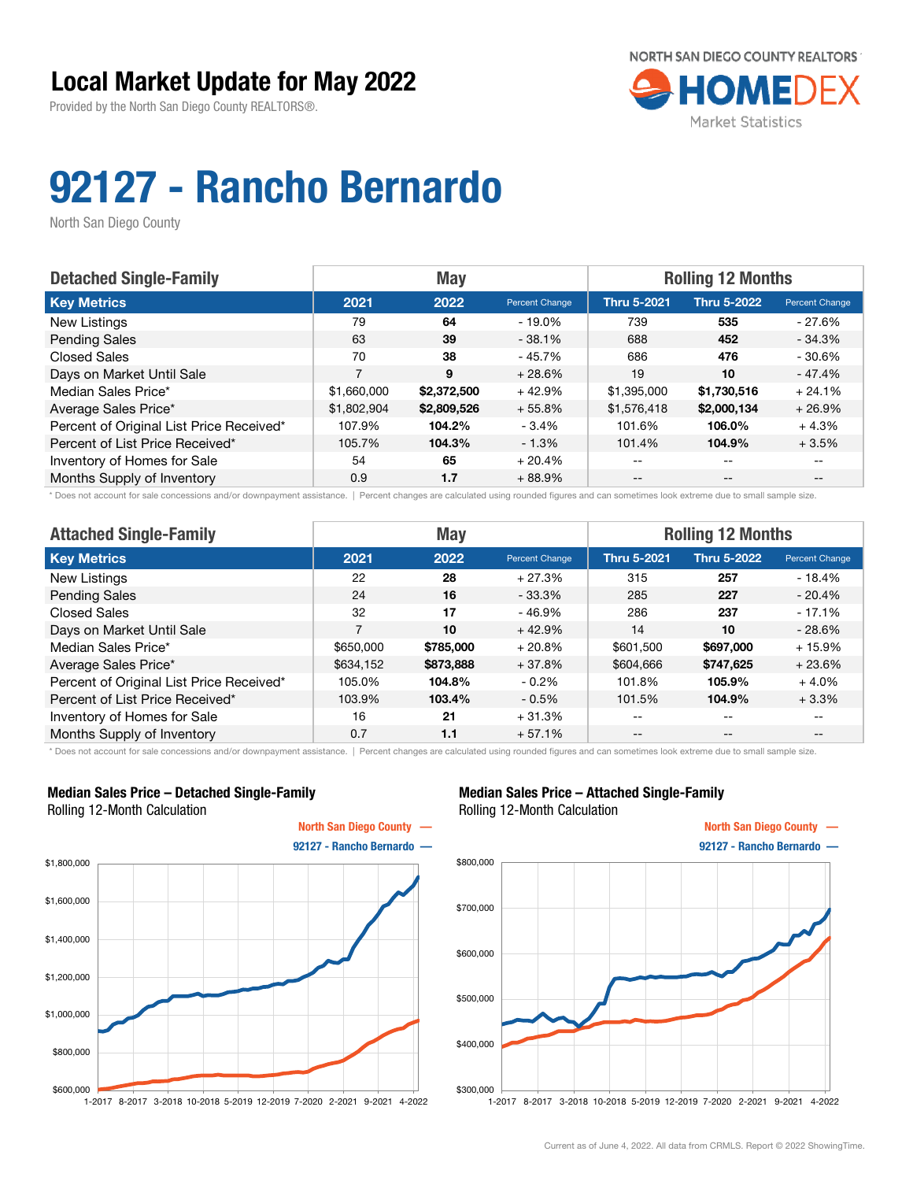# Local Market Update for May 2022

Provided by the North San Diego County REALTORS®.

NORTH SAN DIEGO COUNTY REALTORS HOMEDEX Market Statistics

# 92127 - Rancho Bernardo

North San Diego County

| Detached Single-Family | May | | | Rolling 12 Months | | |
|---|---|---|---|---|---|---|
| **Key Metrics** | **2021** | **2022** | **Percent Change** | **Thru 5-2021** | **Thru 5-2022** | **Percent Change** |
| New Listings | 79 | **64** | - 19.0% | 739 | **535** | - 27.6% |
| Pending Sales | 63 | **39** | - 38.1% | 688 | **452** | - 34.3% |
| Closed Sales | 70 | **38** | - 45.7% | 686 | **476** | - 30.6% |
| Days on Market Until Sale | 7 | **9** | + 28.6% | 19 | **10** | - 47.4% |
| Median Sales Price* | $1,660,000 | **$2,372,500** | + 42.9% | $1,395,000 | **$1,730,516** | + 24.1% |
| Average Sales Price* | $1,802,904 | **$2,809,526** | + 55.8% | $1,576,418 | **$2,000,134** | + 26.9% |
| Percent of Original List Price Received* | 107.9% | **104.2%** | - 3.4% | 101.6% | **106.0%** | + 4.3% |
| Percent of List Price Received* | 105.7% | **104.3%** | - 1.3% | 101.4% | **104.9%** | + 3.5% |
| Inventory of Homes for Sale | 54 | **65** | + 20.4% | -- | -- | -- |
| Months Supply of Inventory | 0.9 | **1.7** | + 88.9% | -- | -- | -- |

\* Does not account for sale concessions and/or downpayment assistance. | Percent changes are calculated using rounded figures and can sometimes look extreme due to small sample size.

| Attached Single-Family | May | | | Rolling 12 Months | | |
|---|---|---|---|---|---|---|
| **Key Metrics** | **2021** | **2022** | **Percent Change** | **Thru 5-2021** | **Thru 5-2022** | **Percent Change** |
| New Listings | 22 | **28** | + 27.3% | 315 | **257** | - 18.4% |
| Pending Sales | 24 | **16** | - 33.3% | 285 | **227** | - 20.4% |
| Closed Sales | 32 | **17** | - 46.9% | 286 | **237** | - 17.1% |
| Days on Market Until Sale | 7 | **10** | + 42.9% | 14 | **10** | - 28.6% |
| Median Sales Price* | $650,000 | **$785,000** | + 20.8% | $601,500 | **$697,000** | + 15.9% |
| Average Sales Price* | $634,152 | **$873,888** | + 37.8% | $604,666 | **$747,625** | + 23.6% |
| Percent of Original List Price Received* | 105.0% | **104.8%** | - 0.2% | 101.8% | **105.9%** | + 4.0% |
| Percent of List Price Received* | 103.9% | **103.4%** | - 0.5% | 101.5% | **104.9%** | + 3.3% |
| Inventory of Homes for Sale | 16 | **21** | + 31.3% | -- | -- | -- |
| Months Supply of Inventory | 0.7 | **1.1** | + 57.1% | -- | -- | -- |

\* Does not account for sale concessions and/or downpayment assistance. | Percent changes are calculated using rounded figures and can sometimes look extreme due to small sample size.

**Median Sales Price – Detached Single-Family**
Rolling 12-Month Calculation

North San Diego County —
92127 - Rancho Bernardo —

**Median Sales Price – Attached Single-Family**
Rolling 12-Month Calculation

North San Diego County —
92127 - Rancho Bernardo —

Current as of June 4, 2022. All data from CRMLS. Report © 2022 ShowingTime.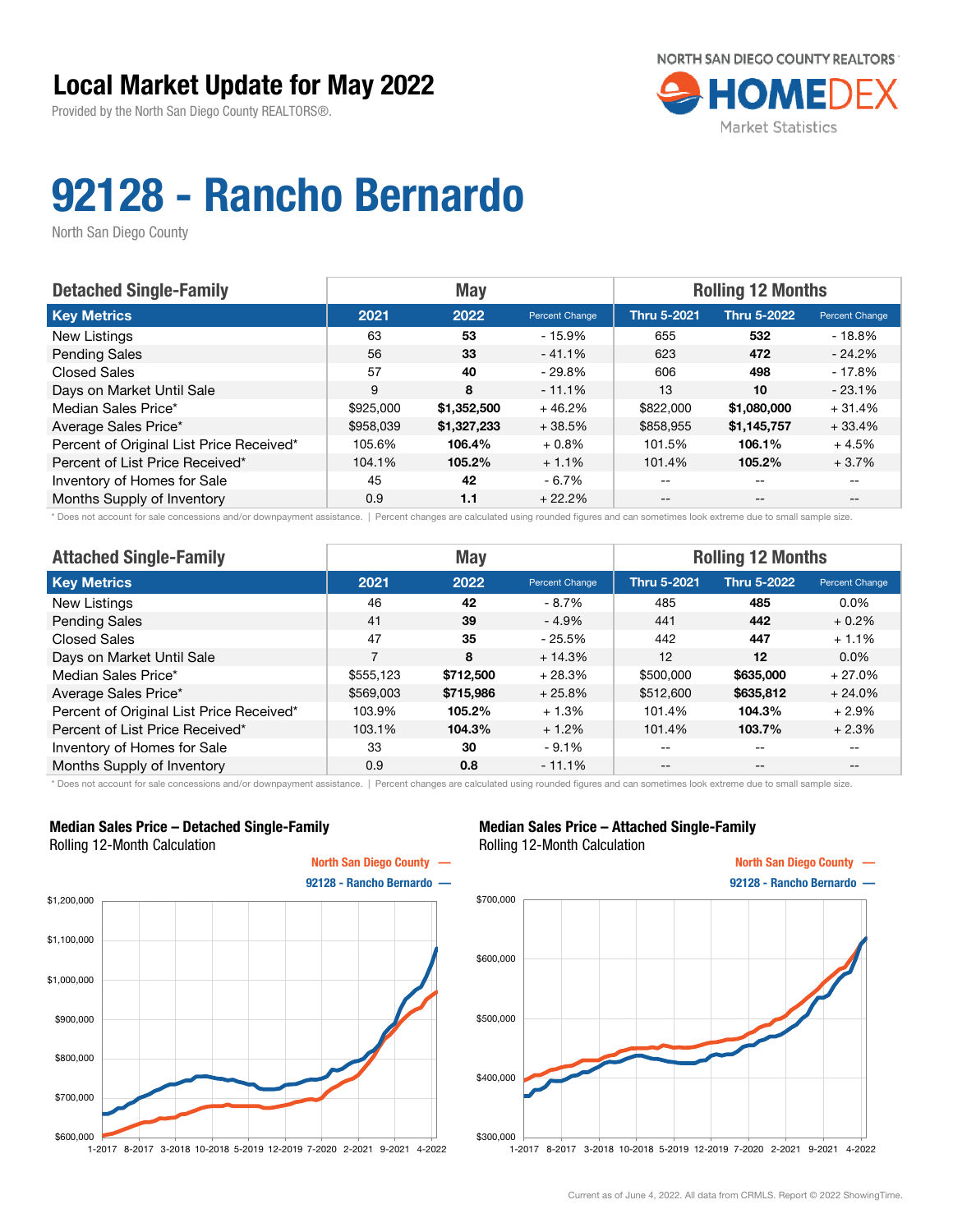# Local Market Update for May 2022

Provided by the North San Diego County REALTORS®.

NORTH SAN DIEGO COUNTY REALTORS® HOMEDEX Market Statistics

# 92128 - Rancho Bernardo

North San Diego County

| Detached Single-Family | May | | | Rolling 12 Months | | |
|---|---|---|---|---|---|---|
| **Key Metrics** | **2021** | **2022** | **Percent Change** | **Thru 5-2021** | **Thru 5-2022** | **Percent Change** |
| New Listings | 63 | **53** | - 15.9% | 655 | **532** | - 18.8% |
| Pending Sales | 56 | **33** | - 41.1% | 623 | **472** | - 24.2% |
| Closed Sales | 57 | **40** | - 29.8% | 606 | **498** | - 17.8% |
| Days on Market Until Sale | 9 | **8** | - 11.1% | 13 | **10** | - 23.1% |
| Median Sales Price* | $925,000 | **$1,352,500** | + 46.2% | $822,000 | **$1,080,000** | + 31.4% |
| Average Sales Price* | $958,039 | **$1,327,233** | + 38.5% | $858,955 | **$1,145,757** | + 33.4% |
| Percent of Original List Price Received* | 105.6% | **106.4%** | + 0.8% | 101.5% | **106.1%** | + 4.5% |
| Percent of List Price Received* | 104.1% | **105.2%** | + 1.1% | 101.4% | **105.2%** | + 3.7% |
| Inventory of Homes for Sale | 45 | **42** | - 6.7% | -- | -- | -- |
| Months Supply of Inventory | 0.9 | **1.1** | + 22.2% | -- | -- | -- |

\* Does not account for sale concessions and/or downpayment assistance. | Percent changes are calculated using rounded figures and can sometimes look extreme due to small sample size.

| Attached Single-Family | May | | | Rolling 12 Months | | |
|---|---|---|---|---|---|---|
| **Key Metrics** | **2021** | **2022** | **Percent Change** | **Thru 5-2021** | **Thru 5-2022** | **Percent Change** |
| New Listings | 46 | **42** | - 8.7% | 485 | **485** | 0.0% |
| Pending Sales | 41 | **39** | - 4.9% | 441 | **442** | + 0.2% |
| Closed Sales | 47 | **35** | - 25.5% | 442 | **447** | + 1.1% |
| Days on Market Until Sale | 7 | **8** | + 14.3% | 12 | **12** | 0.0% |
| Median Sales Price* | $555,123 | **$712,500** | + 28.3% | $500,000 | **$635,000** | + 27.0% |
| Average Sales Price* | $569,003 | **$715,986** | + 25.8% | $512,600 | **$635,812** | + 24.0% |
| Percent of Original List Price Received* | 103.9% | **105.2%** | + 1.3% | 101.4% | **104.3%** | + 2.9% |
| Percent of List Price Received* | 103.1% | **104.3%** | + 1.2% | 101.4% | **103.7%** | + 2.3% |
| Inventory of Homes for Sale | 33 | **30** | - 9.1% | -- | -- | -- |
| Months Supply of Inventory | 0.9 | **0.8** | - 11.1% | -- | -- | -- |

\* Does not account for sale concessions and/or downpayment assistance. | Percent changes are calculated using rounded figures and can sometimes look extreme due to small sample size.

**Median Sales Price – Detached Single-Family**
Rolling 12-Month Calculation

North San Diego County —
92128 - Rancho Bernardo —

**Median Sales Price – Attached Single-Family**
Rolling 12-Month Calculation

North San Diego County —
92128 - Rancho Bernardo —

Current as of June 4, 2022. All data from CRMLS. Report © 2022 ShowingTime.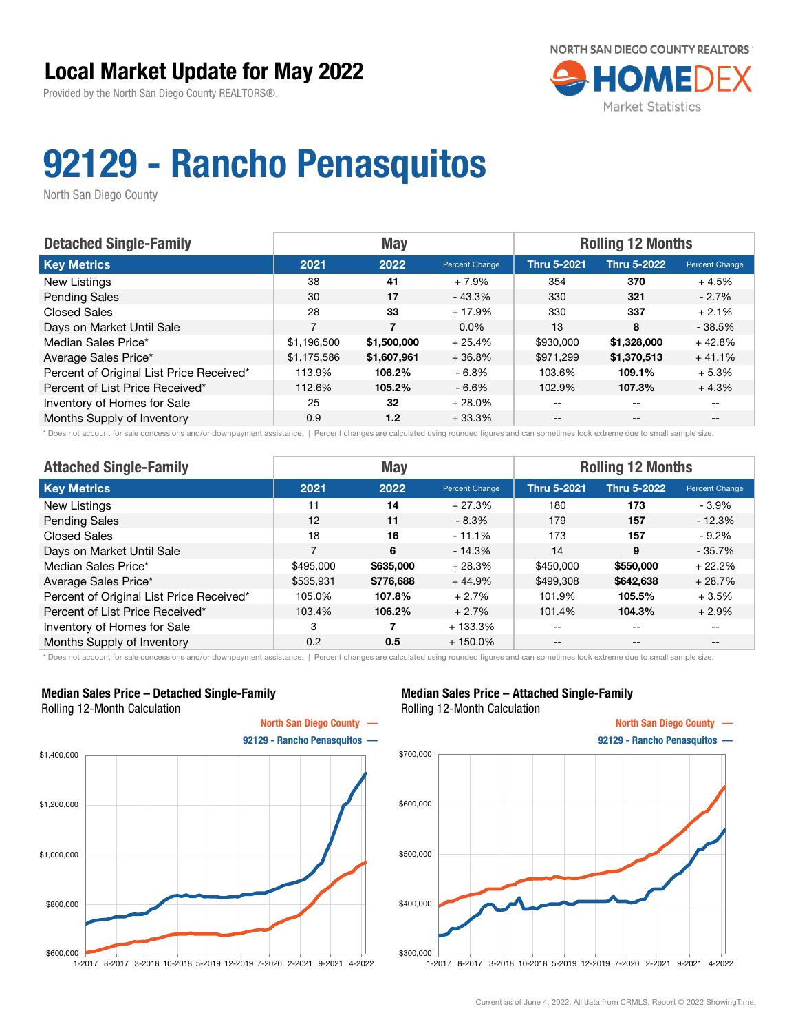# Local Market Update for May 2022

Provided by the North San Diego County REALTORS®.

NORTH SAN DIEGO COUNTY REALTORS HOMEDEX Market Statistics

# 92129 - Rancho Penasquitos

North San Diego County

| Detached Single-Family | May | | | Rolling 12 Months | | |
|---|---|---|---|---|---|---|
| **Key Metrics** | **2021** | **2022** | **Percent Change** | **Thru 5-2021** | **Thru 5-2022** | **Percent Change** |
| New Listings | 38 | **41** | + 7.9% | 354 | **370** | + 4.5% |
| Pending Sales | 30 | **17** | - 43.3% | 330 | **321** | - 2.7% |
| Closed Sales | 28 | **33** | + 17.9% | 330 | **337** | + 2.1% |
| Days on Market Until Sale | 7 | **7** | 0.0% | 13 | **8** | - 38.5% |
| Median Sales Price* | $1,196,500 | **$1,500,000** | + 25.4% | $930,000 | **$1,328,000** | + 42.8% |
| Average Sales Price* | $1,175,586 | **$1,607,961** | + 36.8% | $971,299 | **$1,370,513** | + 41.1% |
| Percent of Original List Price Received* | 113.9% | **106.2%** | - 6.8% | 103.6% | **109.1%** | + 5.3% |
| Percent of List Price Received* | 112.6% | **105.2%** | - 6.6% | 102.9% | **107.3%** | + 4.3% |
| Inventory of Homes for Sale | 25 | **32** | + 28.0% | -- | -- | -- |
| Months Supply of Inventory | 0.9 | **1.2** | + 33.3% | -- | -- | -- |

* Does not account for sale concessions and/or downpayment assistance. | Percent changes are calculated using rounded figures and can sometimes look extreme due to small sample size.

| Attached Single-Family | May | | | Rolling 12 Months | | |
|---|---|---|---|---|---|---|
| **Key Metrics** | **2021** | **2022** | **Percent Change** | **Thru 5-2021** | **Thru 5-2022** | **Percent Change** |
| New Listings | 11 | **14** | + 27.3% | 180 | **173** | - 3.9% |
| Pending Sales | 12 | **11** | - 8.3% | 179 | **157** | - 12.3% |
| Closed Sales | 18 | **16** | - 11.1% | 173 | **157** | - 9.2% |
| Days on Market Until Sale | 7 | **6** | - 14.3% | 14 | **9** | - 35.7% |
| Median Sales Price* | $495,000 | **$635,000** | + 28.3% | $450,000 | **$550,000** | + 22.2% |
| Average Sales Price* | $535,931 | **$776,688** | + 44.9% | $499,308 | **$642,638** | + 28.7% |
| Percent of Original List Price Received* | 105.0% | **107.8%** | + 2.7% | 101.9% | **105.5%** | + 3.5% |
| Percent of List Price Received* | 103.4% | **106.2%** | + 2.7% | 101.4% | **104.3%** | + 2.9% |
| Inventory of Homes for Sale | 3 | **7** | + 133.3% | -- | -- | -- |
| Months Supply of Inventory | 0.2 | **0.5** | + 150.0% | -- | -- | -- |

* Does not account for sale concessions and/or downpayment assistance. | Percent changes are calculated using rounded figures and can sometimes look extreme due to small sample size.

**Median Sales Price – Detached Single-Family**
Rolling 12-Month Calculation

North San Diego County —
92129 - Rancho Penasquitos —

**Median Sales Price – Attached Single-Family**
Rolling 12-Month Calculation

North San Diego County —
92129 - Rancho Penasquitos —

Current as of June 4, 2022. All data from CRMLS. Report © 2022 ShowingTime.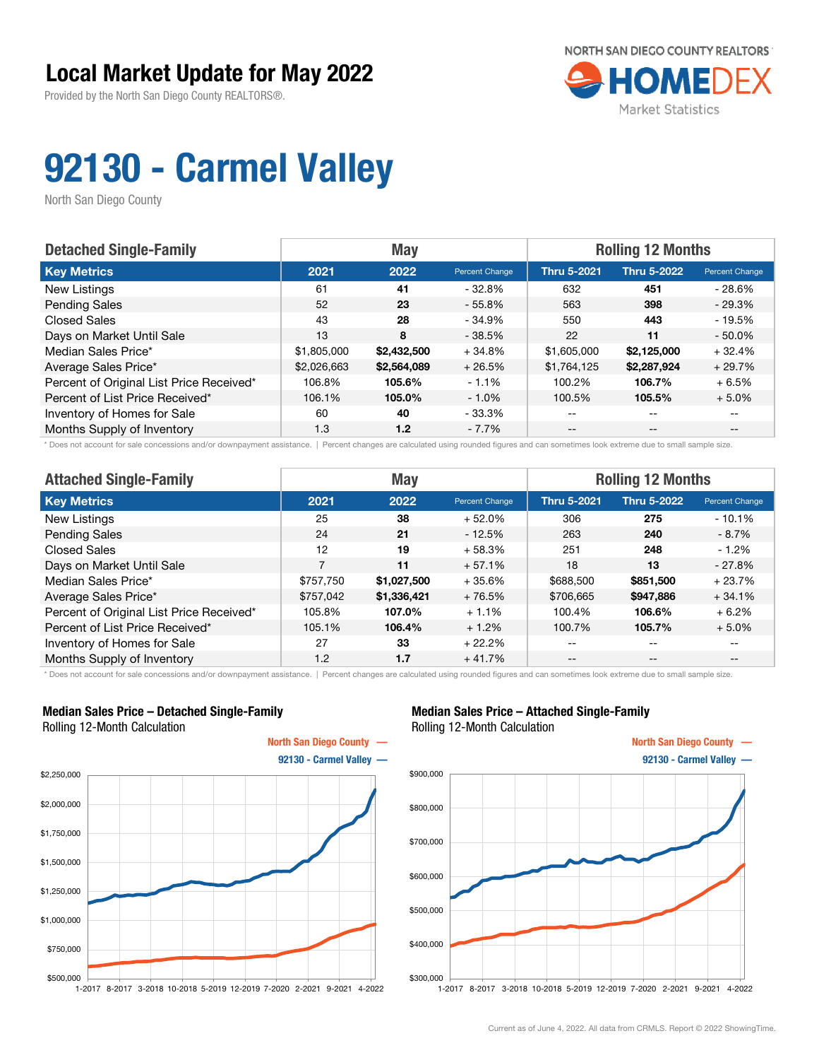# Local Market Update for May 2022

Provided by the North San Diego County REALTORS®.

NORTH SAN DIEGO COUNTY REALTORS HOMEDEX Market Statistics

# 92130 - Carmel Valley

North San Diego County

| Detached Single-Family | May | | | Rolling 12 Months | | |
|---|---|---|---|---|---|---|
| **Key Metrics** | **2021** | **2022** | **Percent Change** | **Thru 5-2021** | **Thru 5-2022** | **Percent Change** |
| New Listings | 61 | **41** | - 32.8% | 632 | **451** | - 28.6% |
| Pending Sales | 52 | **23** | - 55.8% | 563 | **398** | - 29.3% |
| Closed Sales | 43 | **28** | - 34.9% | 550 | **443** | - 19.5% |
| Days on Market Until Sale | 13 | **8** | - 38.5% | 22 | **11** | - 50.0% |
| Median Sales Price* | $1,805,000 | **$2,432,500** | + 34.8% | $1,605,000 | **$2,125,000** | + 32.4% |
| Average Sales Price* | $2,026,663 | **$2,564,089** | + 26.5% | $1,764,125 | **$2,287,924** | + 29.7% |
| Percent of Original List Price Received* | 106.8% | **105.6%** | - 1.1% | 100.2% | **106.7%** | + 6.5% |
| Percent of List Price Received* | 106.1% | **105.0%** | - 1.0% | 100.5% | **105.5%** | + 5.0% |
| Inventory of Homes for Sale | 60 | **40** | - 33.3% | -- | -- | -- |
| Months Supply of Inventory | 1.3 | **1.2** | - 7.7% | -- | -- | -- |

\* Does not account for sale concessions and/or downpayment assistance. | Percent changes are calculated using rounded figures and can sometimes look extreme due to small sample size.

| Attached Single-Family | May | | | Rolling 12 Months | | |
|---|---|---|---|---|---|---|
| **Key Metrics** | **2021** | **2022** | **Percent Change** | **Thru 5-2021** | **Thru 5-2022** | **Percent Change** |
| New Listings | 25 | **38** | + 52.0% | 306 | **275** | - 10.1% |
| Pending Sales | 24 | **21** | - 12.5% | 263 | **240** | - 8.7% |
| Closed Sales | 12 | **19** | + 58.3% | 251 | **248** | - 1.2% |
| Days on Market Until Sale | 7 | **11** | + 57.1% | 18 | **13** | - 27.8% |
| Median Sales Price* | $757,750 | **$1,027,500** | + 35.6% | $688,500 | **$851,500** | + 23.7% |
| Average Sales Price* | $757,042 | **$1,336,421** | + 76.5% | $706,665 | **$947,886** | + 34.1% |
| Percent of Original List Price Received* | 105.8% | **107.0%** | + 1.1% | 100.4% | **106.6%** | + 6.2% |
| Percent of List Price Received* | 105.1% | **106.4%** | + 1.2% | 100.7% | **105.7%** | + 5.0% |
| Inventory of Homes for Sale | 27 | **33** | + 22.2% | -- | -- | -- |
| Months Supply of Inventory | 1.2 | **1.7** | + 41.7% | -- | -- | -- |

\* Does not account for sale concessions and/or downpayment assistance. | Percent changes are calculated using rounded figures and can sometimes look extreme due to small sample size.

**Median Sales Price – Detached Single-Family**
Rolling 12-Month Calculation

North San Diego County —
92130 - Carmel Valley —

**Median Sales Price – Attached Single-Family**
Rolling 12-Month Calculation

North San Diego County —
92130 - Carmel Valley —

Current as of June 4, 2022. All data from CRMLS. Report © 2022 ShowingTime.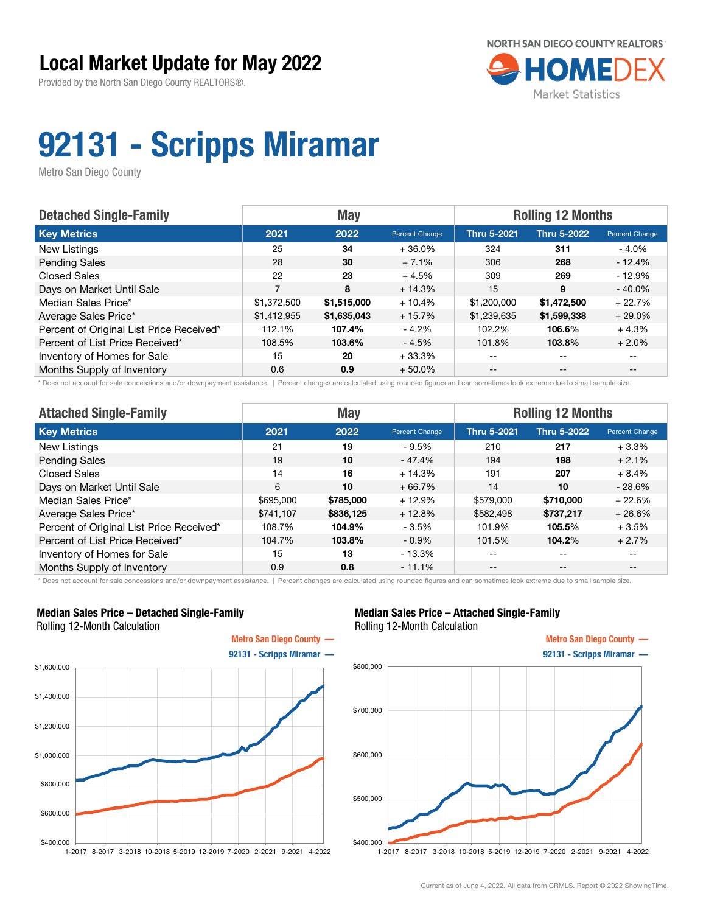# Local Market Update for May 2022

Provided by the North San Diego County REALTORS®.

NORTH SAN DIEGO COUNTY REALTORS
HOMEDEX
Market Statistics

# 92131 - Scripps Miramar

Metro San Diego County

| Detached Single-Family | May | | | Rolling 12 Months | | |
|---|---|---|---|---|---|---|
| **Key Metrics** | **2021** | **2022** | **Percent Change** | **Thru 5-2021** | **Thru 5-2022** | **Percent Change** |
| New Listings | 25 | **34** | + 36.0% | 324 | **311** | - 4.0% |
| Pending Sales | 28 | **30** | + 7.1% | 306 | **268** | - 12.4% |
| Closed Sales | 22 | **23** | + 4.5% | 309 | **269** | - 12.9% |
| Days on Market Until Sale | 7 | **8** | + 14.3% | 15 | **9** | - 40.0% |
| Median Sales Price* | $1,372,500 | **$1,515,000** | + 10.4% | $1,200,000 | **$1,472,500** | + 22.7% |
| Average Sales Price* | $1,412,955 | **$1,635,043** | + 15.7% | $1,239,635 | **$1,599,338** | + 29.0% |
| Percent of Original List Price Received* | 112.1% | **107.4%** | - 4.2% | 102.2% | **106.6%** | + 4.3% |
| Percent of List Price Received* | 108.5% | **103.6%** | - 4.5% | 101.8% | **103.8%** | + 2.0% |
| Inventory of Homes for Sale | 15 | **20** | + 33.3% | -- | -- | -- |
| Months Supply of Inventory | 0.6 | **0.9** | + 50.0% | -- | -- | -- |

\* Does not account for sale concessions and/or downpayment assistance. | Percent changes are calculated using rounded figures and can sometimes look extreme due to small sample size.

| Attached Single-Family | May | | | Rolling 12 Months | | |
|---|---|---|---|---|---|---|
| **Key Metrics** | **2021** | **2022** | **Percent Change** | **Thru 5-2021** | **Thru 5-2022** | **Percent Change** |
| New Listings | 21 | **19** | - 9.5% | 210 | **217** | + 3.3% |
| Pending Sales | 19 | **10** | - 47.4% | 194 | **198** | + 2.1% |
| Closed Sales | 14 | **16** | + 14.3% | 191 | **207** | + 8.4% |
| Days on Market Until Sale | 6 | **10** | + 66.7% | 14 | **10** | - 28.6% |
| Median Sales Price* | $695,000 | **$785,000** | + 12.9% | $579,000 | **$710,000** | + 22.6% |
| Average Sales Price* | $741,107 | **$836,125** | + 12.8% | $582,498 | **$737,217** | + 26.6% |
| Percent of Original List Price Received* | 108.7% | **104.9%** | - 3.5% | 101.9% | **105.5%** | + 3.5% |
| Percent of List Price Received* | 104.7% | **103.8%** | - 0.9% | 101.5% | **104.2%** | + 2.7% |
| Inventory of Homes for Sale | 15 | **13** | - 13.3% | -- | -- | -- |
| Months Supply of Inventory | 0.9 | **0.8** | - 11.1% | -- | -- | -- |

\* Does not account for sale concessions and/or downpayment assistance. | Percent changes are calculated using rounded figures and can sometimes look extreme due to small sample size.

**Median Sales Price – Detached Single-Family**
Rolling 12-Month Calculation

Metro San Diego County —
92131 - Scripps Miramar —

$1,600,000
$1,400,000
$1,200,000
$1,000,000
$800,000
$600,000
$400,000

1-2017 8-2017 3-2018 10-2018 5-2019 12-2019 7-2020 2-2021 9-2021 4-2022

**Median Sales Price – Attached Single-Family**
Rolling 12-Month Calculation

Metro San Diego County —
92131 - Scripps Miramar —

$800,000
$700,000
$600,000
$500,000
$400,000

1-2017 8-2017 3-2018 10-2018 5-2019 12-2019 7-2020 2-2021 9-2021 4-2022

Current as of June 4, 2022. All data from CRMLS. Report © 2022 ShowingTime.